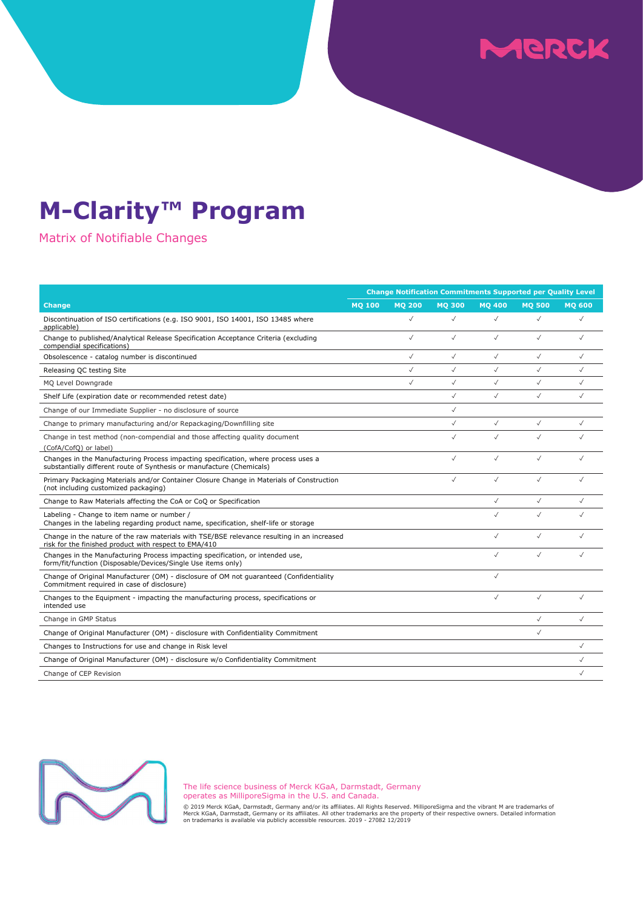# M-Clarity™ Program

## Matrix of Notifiable Changes

| Change | Change Notification Commitments Supported per Quality Level | | | | | |
|---|---|---|---|---|---|---|
| | MQ 100 | MQ 200 | MQ 300 | MQ 400 | MQ 500 | MQ 600 |
| Discontinuation of ISO certifications (e.g. ISO 9001, ISO 14001, ISO 13485 where applicable) | | ✓ | ✓ | ✓ | ✓ | ✓ |
| Change to published/Analytical Release Specification Acceptance Criteria (excluding compendial specifications) | | ✓ | ✓ | ✓ | ✓ | ✓ |
| Obsolescence - catalog number is discontinued | | ✓ | ✓ | ✓ | ✓ | ✓ |
| Releasing QC testing Site | | ✓ | ✓ | ✓ | ✓ | ✓ |
| MQ Level Downgrade | | ✓ | ✓ | ✓ | ✓ | ✓ |
| Shelf Life (expiration date or recommended retest date) | | | ✓ | ✓ | ✓ | ✓ |
| Change of our Immediate Supplier - no disclosure of source | | | ✓ | | | |
| Change to primary manufacturing and/or Repackaging/Downfilling site | | | ✓ | ✓ | ✓ | ✓ |
| Change in test method (non-compendial and those affecting quality document (CofA/CofQ) or label) | | | ✓ | ✓ | ✓ | ✓ |
| Changes in the Manufacturing Process impacting specification, where process uses a substantially different route of Synthesis or manufacture (Chemicals) | | | ✓ | ✓ | ✓ | ✓ |
| Primary Packaging Materials and/or Container Closure Change in Materials of Construction (not including customized packaging) | | | ✓ | ✓ | ✓ | ✓ |
| Change to Raw Materials affecting the CoA or CoQ or Specification | | | | ✓ | ✓ | ✓ |
| Labeling - Change to item name or number / Changes in the labeling regarding product name, specification, shelf-life or storage | | | | ✓ | ✓ | ✓ |
| Change in the nature of the raw materials with TSE/BSE relevance resulting in an increased risk for the finished product with respect to EMA/410 | | | | ✓ | ✓ | ✓ |
| Changes in the Manufacturing Process impacting specification, or intended use, form/fit/function (Disposable/Devices/Single Use items only) | | | | ✓ | ✓ | ✓ |
| Change of Original Manufacturer (OM) - disclosure of OM not guaranteed (Confidentiality Commitment required in case of disclosure) | | | | ✓ | | |
| Changes to the Equipment - impacting the manufacturing process, specifications or intended use | | | | ✓ | ✓ | ✓ |
| Change in GMP Status | | | | | ✓ | ✓ |
| Change of Original Manufacturer (OM) - disclosure with Confidentiality Commitment | | | | | ✓ | |
| Changes to Instructions for use and change in Risk level | | | | | | ✓ |
| Change of Original Manufacturer (OM) - disclosure w/o Confidentiality Commitment | | | | | | ✓ |
| Change of CEP Revision | | | | | | ✓ |

The life science business of Merck KGaA, Darmstadt, Germany operates as MilliporeSigma in the U.S. and Canada.

© 2019 Merck KGaA, Darmstadt, Germany and/or its affiliates. All Rights Reserved. MilliporeSigma and the vibrant M are trademarks of Merck KGaA, Darmstadt, Germany or its affiliates. All other trademarks are the property of their respective owners. Detailed information on trademarks is available via publicly accessible resources. 2019 - 27082 12/2019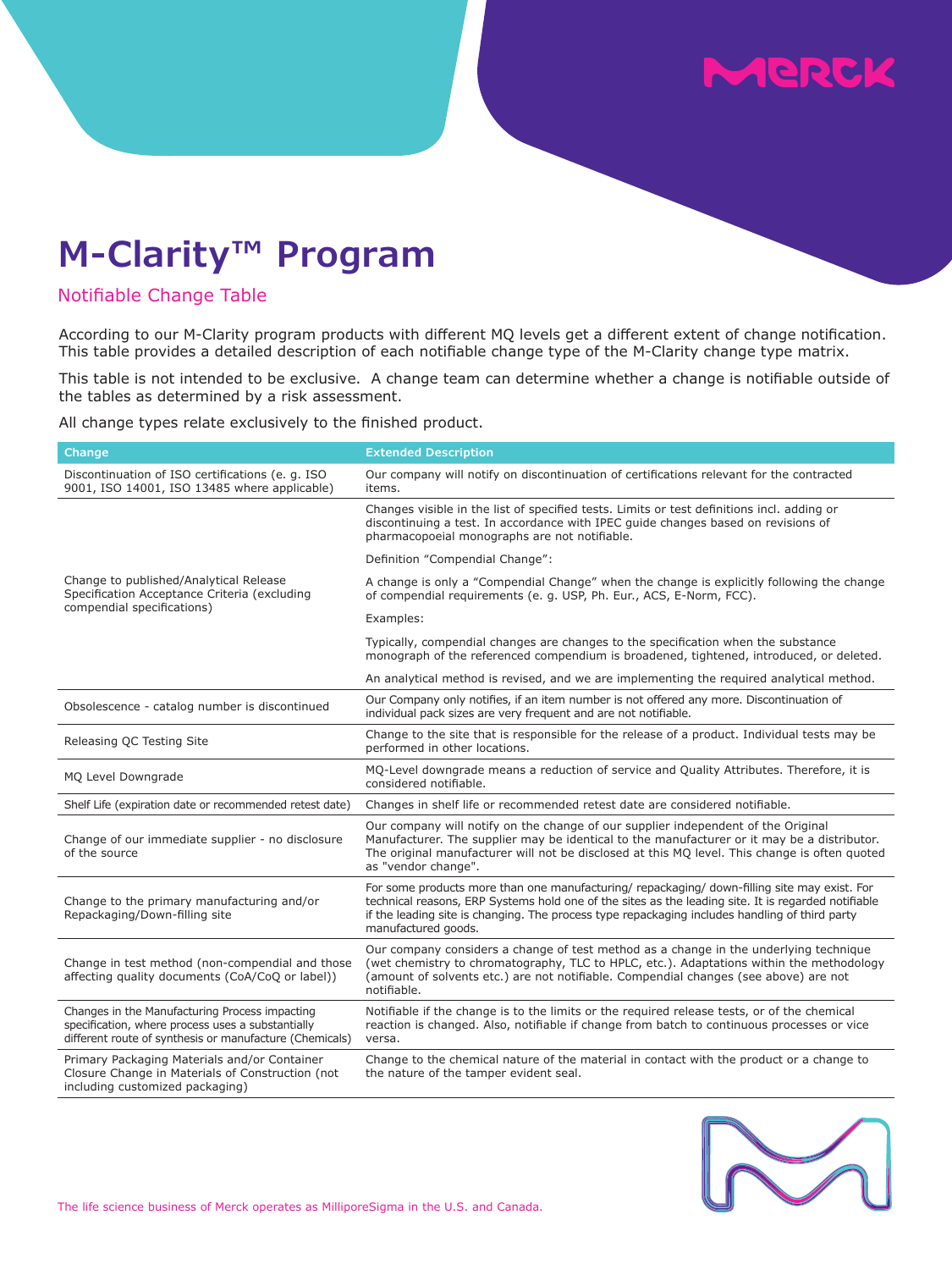# M-Clarity™ Program

## Notifiable Change Table

According to our M-Clarity program products with different MQ levels get a different extent of change notification. This table provides a detailed description of each notifiable change type of the M-Clarity change type matrix.

This table is not intended to be exclusive. A change team can determine whether a change is notifiable outside of the tables as determined by a risk assessment.

All change types relate exclusively to the finished product.

| Change | Extended Description |
|---|---|
| Discontinuation of ISO certifications (e. g. ISO 9001, ISO 14001, ISO 13485 where applicable) | Our company will notify on discontinuation of certifications relevant for the contracted items. |
| Change to published/Analytical Release Specification Acceptance Criteria (excluding compendial specifications) | Changes visible in the list of specified tests. Limits or test definitions incl. adding or discontinuing a test. In accordance with IPEC guide changes based on revisions of pharmacopoeial monographs are not notifiable.<br><br>Definition "Compendial Change":<br><br>A change is only a "Compendial Change" when the change is explicitly following the change of compendial requirements (e. g. USP, Ph. Eur., ACS, E-Norm, FCC).<br><br>Examples:<br><br>Typically, compendial changes are changes to the specification when the substance monograph of the referenced compendium is broadened, tightened, introduced, or deleted.<br><br>An analytical method is revised, and we are implementing the required analytical method. |
| Obsolescence - catalog number is discontinued | Our Company only notifies, if an item number is not offered any more. Discontinuation of individual pack sizes are very frequent and are not notifiable. |
| Releasing QC Testing Site | Change to the site that is responsible for the release of a product. Individual tests may be performed in other locations. |
| MQ Level Downgrade | MQ-Level downgrade means a reduction of service and Quality Attributes. Therefore, it is considered notifiable. |
| Shelf Life (expiration date or recommended retest date) | Changes in shelf life or recommended retest date are considered notifiable. |
| Change of our immediate supplier - no disclosure of the source | Our company will notify on the change of our supplier independent of the Original Manufacturer. The supplier may be identical to the manufacturer or it may be a distributor. The original manufacturer will not be disclosed at this MQ level. This change is often quoted as "vendor change". |
| Change to the primary manufacturing and/or Repackaging/Down-filling site | For some products more than one manufacturing/ repackaging/ down-filling site may exist. For technical reasons, ERP Systems hold one of the sites as the leading site. It is regarded notifiable if the leading site is changing. The process type repackaging includes handling of third party manufactured goods. |
| Change in test method (non-compendial and those affecting quality documents (CoA/CoQ or label)) | Our company considers a change of test method as a change in the underlying technique (wet chemistry to chromatography, TLC to HPLC, etc.). Adaptations within the methodology (amount of solvents etc.) are not notifiable. Compendial changes (see above) are not notifiable. |
| Changes in the Manufacturing Process impacting specification, where process uses a substantially different route of synthesis or manufacture (Chemicals) | Notifiable if the change is to the limits or the required release tests, or of the chemical reaction is changed. Also, notifiable if change from batch to continuous processes or vice versa. |
| Primary Packaging Materials and/or Container Closure Change in Materials of Construction (not including customized packaging) | Change to the chemical nature of the material in contact with the product or a change to the nature of the tamper evident seal. |

The life science business of Merck operates as MilliporeSigma in the U.S. and Canada.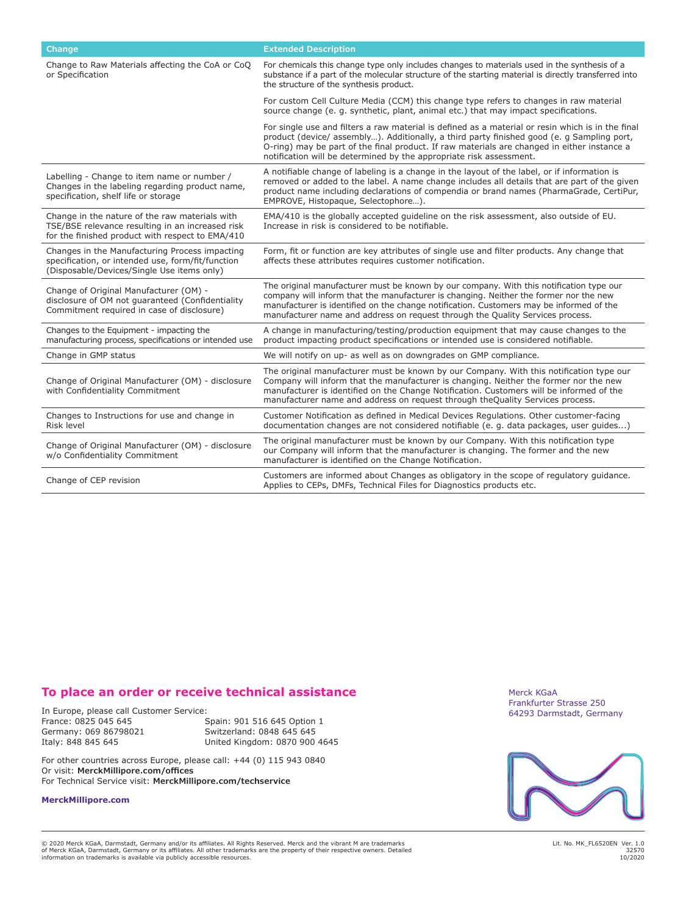| Change | Extended Description |
|---|---|
| Change to Raw Materials affecting the CoA or CoQ or Specification | For chemicals this change type only includes changes to materials used in the synthesis of a substance if a part of the molecular structure of the starting material is directly transferred into the structure of the synthesis product.<br><br>For custom Cell Culture Media (CCM) this change type refers to changes in raw material source change (e. g. synthetic, plant, animal etc.) that may impact specifications.<br><br>For single use and filters a raw material is defined as a material or resin which is in the final product (device/ assembly…). Additionally, a third party finished good (e. g Sampling port, O-ring) may be part of the final product. If raw materials are changed in either instance a notification will be determined by the appropriate risk assessment. |
| Labelling - Change to item name or number / Changes in the labeling regarding product name, specification, shelf life or storage | A notifiable change of labeling is a change in the layout of the label, or if information is removed or added to the label. A name change includes all details that are part of the given product name including declarations of compendia or brand names (PharmaGrade, CertiPur, EMPROVE, Histopaque, Selectophore…). |
| Change in the nature of the raw materials with TSE/BSE relevance resulting in an increased risk for the finished product with respect to EMA/410 | EMA/410 is the globally accepted guideline on the risk assessment, also outside of EU. Increase in risk is considered to be notifiable. |
| Changes in the Manufacturing Process impacting specification, or intended use, form/fit/function (Disposable/Devices/Single Use items only) | Form, fit or function are key attributes of single use and filter products. Any change that affects these attributes requires customer notification. |
| Change of Original Manufacturer (OM) - disclosure of OM not guaranteed (Confidentiality Commitment required in case of disclosure) | The original manufacturer must be known by our company. With this notification type our company will inform that the manufacturer is changing. Neither the former nor the new manufacturer is identified on the change notification. Customers may be informed of the manufacturer name and address on request through the Quality Services process. |
| Changes to the Equipment - impacting the manufacturing process, specifications or intended use | A change in manufacturing/testing/production equipment that may cause changes to the product impacting product specifications or intended use is considered notifiable. |
| Change in GMP status | We will notify on up- as well as on downgrades on GMP compliance. |
| Change of Original Manufacturer (OM) - disclosure with Confidentiality Commitment | The original manufacturer must be known by our Company. With this notification type our Company will inform that the manufacturer is changing. Neither the former nor the new manufacturer is identified on the Change Notification. Customers will be informed of the manufacturer name and address on request through theQuality Services process. |
| Changes to Instructions for use and change in Risk level | Customer Notification as defined in Medical Devices Regulations. Other customer-facing documentation changes are not considered notifiable (e. g. data packages, user guides...) |
| Change of Original Manufacturer (OM) - disclosure w/o Confidentiality Commitment | The original manufacturer must be known by our Company. With this notification type our Company will inform that the manufacturer is changing. The former and the new manufacturer is identified on the Change Notification. |
| Change of CEP revision | Customers are informed about Changes as obligatory in the scope of regulatory guidance. Applies to CEPs, DMFs, Technical Files for Diagnostics products etc. |

## To place an order or receive technical assistance

In Europe, please call Customer Service:

France: 0825 045 645
Germany: 069 86798021
Italy: 848 845 645
Spain: 901 516 645 Option 1
Switzerland: 0848 645 645
United Kingdom: 0870 900 4645

For other countries across Europe, please call: +44 (0) 115 943 0840
Or visit: **MerckMillipore.com/offices**
For Technical Service visit: **MerckMillipore.com/techservice**

**MerckMillipore.com**

Merck KGaA
Frankfurter Strasse 250
64293 Darmstadt, Germany

© 2020 Merck KGaA, Darmstadt, Germany and/or its affiliates. All Rights Reserved. Merck and the vibrant M are trademarks of Merck KGaA, Darmstadt, Germany or its affiliates. All other trademarks are the property of their respective owners. Detailed information on trademarks is available via publicly accessible resources.

Lit. No. MK_FL6520EN Ver. 1.0
32570
10/2020